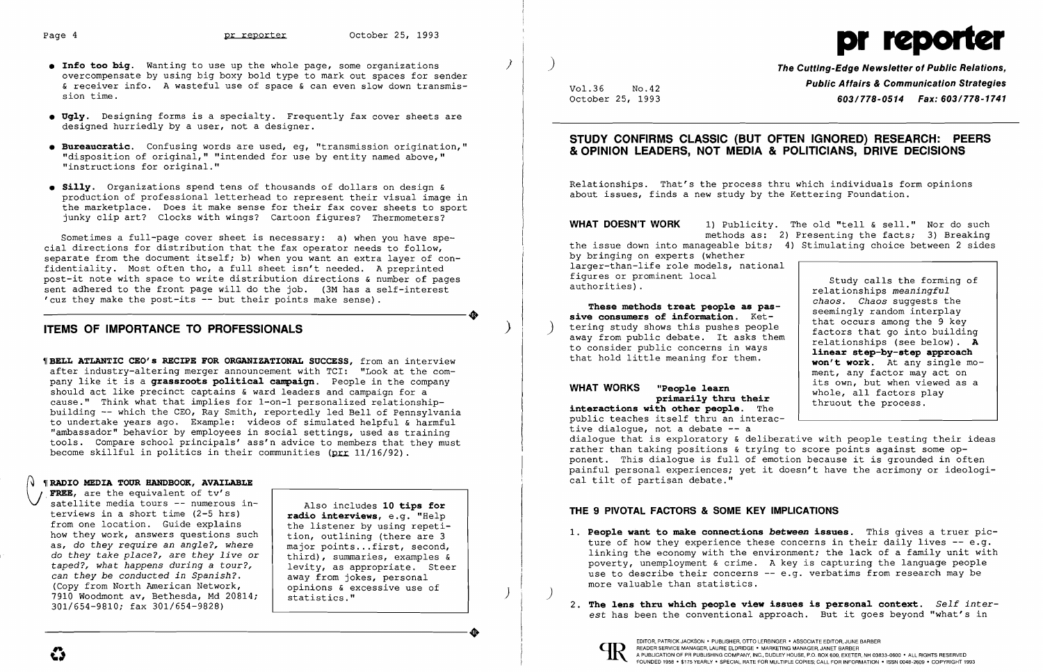- **Info too big**. Wanting to use up the whole page, some organizations overcompensate by using big boxy bold type to mark out spaces for sender & receiver info. A wasteful use of space & can even slow down transmission time.

- **Ugly**. Designing forms is a specialty. Frequently fax cover sheets are designed hurriedly by a user, not a designer.

- **Bureaucratic**. Confusing words are used, eg, "transmission origination," "disposition of original," "intended for use by entity named above," "instructions for original."

- **Silly**. Organizations spend tens of thousands of dollars on design & production of professional letterhead to represent their visual image in the marketplace. Does it make sense for their fax cover sheets to sport junky clip art? Clocks with wings? Cartoon figures? Thermometers?

Sometimes a full-page cover sheet is necessary: a) when you have special directions for distribution that the fax operator needs to follow, separate from the document itself; b) when you want an extra layer of confidentiality. Most often tho, a full sheet isn't needed. A preprinted post-it note with space to write distribution directions & number of pages sent adhered to the front page will do the job. (3M has a self-interest 'cuz they make the post-its -- but their points make sense).

## ITEMS OF IMPORTANCE TO PROFESSIONALS

¶**BELL ATLANTIC CEO's RECIPE FOR ORGANIZATIONAL SUCCESS**, from an interview after industry-altering merger announcement with TCI: "Look at the company like it is a **grassroots political campaign**. People in the company should act like precinct captains & ward leaders and campaign for a cause." Think what that implies for 1-on-1 personalized relationship-building -- which the CEO, Ray Smith, reportedly led Bell of Pennsylvania to undertake years ago. Example: videos of simulated helpful & harmful "ambassador" behavior by employees in social settings, used as training tools. Compare school principals' ass'n advice to members that they must become skillful in politics in their communities (prr 11/16/92).

¶**RADIO MEDIA TOUR HANDBOOK, AVAILABLE FREE**, are the equivalent of tv's satellite media tours -- numerous interviews in a short time (2-5 hrs) from one location. Guide explains how they work, answers questions such as, *do they require an angle?, where do they take place?, are they live or taped?, what happens during a tour?, can they be conducted in Spanish?*. (Copy from North American Network, 7910 Woodmont av, Bethesda, Md 20814; 301/654-9810; fax 301/654-9828)

> Also includes **10 tips for radio interviews**, e.g. "Help the listener by using repetition, outlining (there are 3 major points...first, second, third), summaries, examples & levity, as appropriate. Steer away from jokes, personal opinions & excessive use of statistics."

---

# pr reporter

**The Cutting-Edge Newsletter of Public Relations, Public Affairs & Communication Strategies**
**603/778-0514 Fax: 603/778-1741**

Vol.36 No.42
October 25, 1993

## STUDY CONFIRMS CLASSIC (BUT OFTEN IGNORED) RESEARCH: PEERS & OPINION LEADERS, NOT MEDIA & POLITICIANS, DRIVE DECISIONS

Relationships. That's the process thru which individuals form opinions about issues, finds a new study by the Kettering Foundation.

**WHAT DOESN'T WORK** 1) Publicity. The old "tell & sell." Nor do such methods as: 2) Presenting the facts; 3) Breaking the issue down into manageable bits; 4) Stimulating choice between 2 sides by bringing on experts (whether larger-than-life role models, national figures or prominent local authorities).

**These methods treat people as passive consumers of information.** Kettering study shows this pushes people away from public debate. It asks them to consider public concerns in ways that hold little meaning for them.

> Study calls the forming of relationships *meaningful chaos*. *Chaos* suggests the seemingly random interplay that occurs among the 9 key factors that go into building relationships (see below). **A linear step-by-step approach won't work.** At any single moment, any factor may act on its own, but when viewed as a whole, all factors play thruout the process.

**WHAT WORKS "People learn primarily thru their interactions with other people.** The public teaches itself thru an interactive dialogue, not a debate -- a dialogue that is exploratory & deliberative with people testing their ideas rather than taking positions & trying to score points against some opponent. This dialogue is full of emotion because it is grounded in often painful personal experiences; yet it doesn't have the acrimony or ideological tilt of partisan debate."

## THE 9 PIVOTAL FACTORS & SOME KEY IMPLICATIONS

1. **People want to make connections *between* issues.** This gives a truer picture of how they experience these concerns in their daily lives -- e.g. linking the economy with the environment; the lack of a family unit with poverty, unemployment & crime. A key is capturing the language people use to describe their concerns -- e.g. verbatims from research may be more valuable than statistics.

2. **The lens thru which people view issues is personal context.** *Self interest* has been the conventional approach. But it goes beyond "what's in

EDITOR, PATRICK JACKSON • PUBLISHER, OTTO LERBINGER • ASSOCIATE EDITOR, JUNE BARBER
READER SERVICE MANAGER, LAURIE ELDRIDGE • MARKETING MANAGER, JANET BARBER
A PUBLICATION OF PR PUBLISHING COMPANY, INC., DUDLEY HOUSE, P.O. BOX 600, EXETER, NH 03833-0600 • ALL RIGHTS RESERVED
FOUNDED 1958 • $175 YEARLY • SPECIAL RATE FOR MULTIPLE COPIES; CALL FOR INFORMATION • ISSN 0048-2609 • COPYRIGHT 1993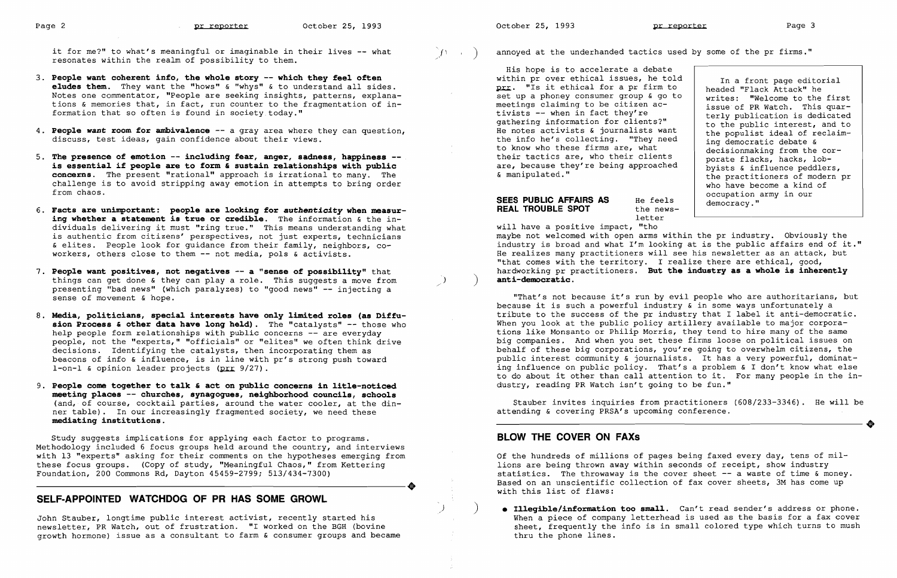it for me?" to what's meaningful or imaginable in their lives -- what resonates within the realm of possibility to them.

3. **People want coherent info, the whole story -- which they feel often eludes them.** They want the "hows" & "whys" & to understand all sides. Notes one commentator, "People are seeking insights, patterns, explanations & memories that, in fact, run counter to the fragmentation of information that so often is found in society today."

4. **People *want* room for ambivalence** -- a gray area where they can question, discuss, test ideas, gain confidence about their views.

5. **The presence of emotion -- including fear, anger, sadness, happiness -- is essential if people are to form & sustain relationships with public concerns.** The present "rational" approach is irrational to many. The challenge is to avoid stripping away emotion in attempts to bring order from chaos.

6. **Facts are unimportant: people are looking for *authenticity* when measuring whether a statement is true or credible.** The information & the individuals delivering it must "ring true." This means understanding what is authentic from citizens' perspectives, not just experts, technicians & elites. People look for guidance from their family, neighbors, coworkers, others close to them -- not media, pols & activists.

7. **People want positives, not negatives -- a "sense of possibility"** that things can get done & they can play a role. This suggests a move from presenting "bad news" (which paralyzes) to "good news" -- injecting a sense of movement & hope.

8. **Media, politicians, special interests have only limited roles (as Diffusion Process & other data have long held).** The "catalysts" -- those who help people form relationships with public concerns -- are everyday people, not the "experts," "officials" or "elites" we often think drive decisions. Identifying the catalysts, then incorporating them as beacons of info & influence, is in line with pr's strong push toward 1-on-1 & opinion leader projects (prr 9/27).

9. **People come together to talk & act on public concerns in litle-noticed meeting places -- churches, synagogues, neighborhood councils, schools** (and, of course, cocktail parties, around the water cooler, at the dinner table). In our increasingly fragmented society, we need these **mediating institutions.**

Study suggests implications for applying each factor to programs. Methodology included 6 focus groups held around the country, and interviews with 13 "experts" asking for their comments on the hypotheses emerging from these focus groups. (Copy of study, "Meaningful Chaos," from Kettering Foundation, 200 Commons Rd, Dayton 45459-2799; 513/434-7300)

## SELF-APPOINTED WATCHDOG OF PR HAS SOME GROWL

John Stauber, longtime public interest activist, recently started his newsletter, PR Watch, out of frustration. "I worked on the BGH (bovine growth hormone) issue as a consultant to farm & consumer groups and became annoyed at the underhanded tactics used by some of the pr firms."

His hope is to accelerate a debate within pr over ethical issues, he told prr. "Is it ethical for a pr firm to set up a phoney consumer group & go to meetings claiming to be citizen activists -- when in fact they're gathering information for clients?" He notes activists & journalists want the info he's collecting. "They need to know who these firms are, what their tactics are, who their clients are, because they're being approached & manipulated."

> In a front page editorial headed "Flack Attack" he writes: "Welcome to the first issue of PR Watch. This quarterly publication is dedicated to the public interest, and to the populist ideal of reclaiming democratic debate & decisionmaking from the corporate flacks, hacks, lobbyists & influence peddlers, the practitioners of modern pr who have become a kind of occupation army in our democracy."

**SEES PUBLIC AFFAIRS AS REAL TROUBLE SPOT** He feels the newsletter will have a positive impact, "tho maybe not welcomed with open arms within the pr industry. Obviously the industry is broad and what I'm looking at is the public affairs end of it." He realizes many practitioners will see his newsletter as an attack, but "that comes with the territory. I realize there are ethical, good, hardworking pr practitioners. **But the industry as a whole is inherently anti-democratic.**

"That's not because it's run by evil people who are authoritarians, but because it is such a powerful industry & in some ways unfortunately a tribute to the success of the pr industry that I label it anti-democratic. When you look at the public policy artillery available to major corporations like Monsanto or Philip Morris, they tend to hire many of the same big companies. And when you set these firms loose on political issues on behalf of these big corporations, you're going to overwhelm citizens, the public interest community & journalists. It has a very powerful, dominating influence on public policy. That's a problem & I don't know what else to do about it other than call attention to it. For many people in the industry, reading PR Watch isn't going to be fun."

Stauber invites inquiries from practitioners (608/233-3346). He will be attending & covering PRSA's upcoming conference.

## BLOW THE COVER ON FAXs

Of the hundreds of millions of pages being faxed every day, tens of millions are being thrown away within seconds of receipt, show industry statistics. The throwaway is the cover sheet -- a waste of time & money. Based on an unscientific collection of fax cover sheets, 3M has come up with this list of flaws:

- **Illegible/information too small.** Can't read sender's address or phone. When a piece of company letterhead is used as the basis for a fax cover sheet, frequently the info is in small colored type which turns to mush thru the phone lines.